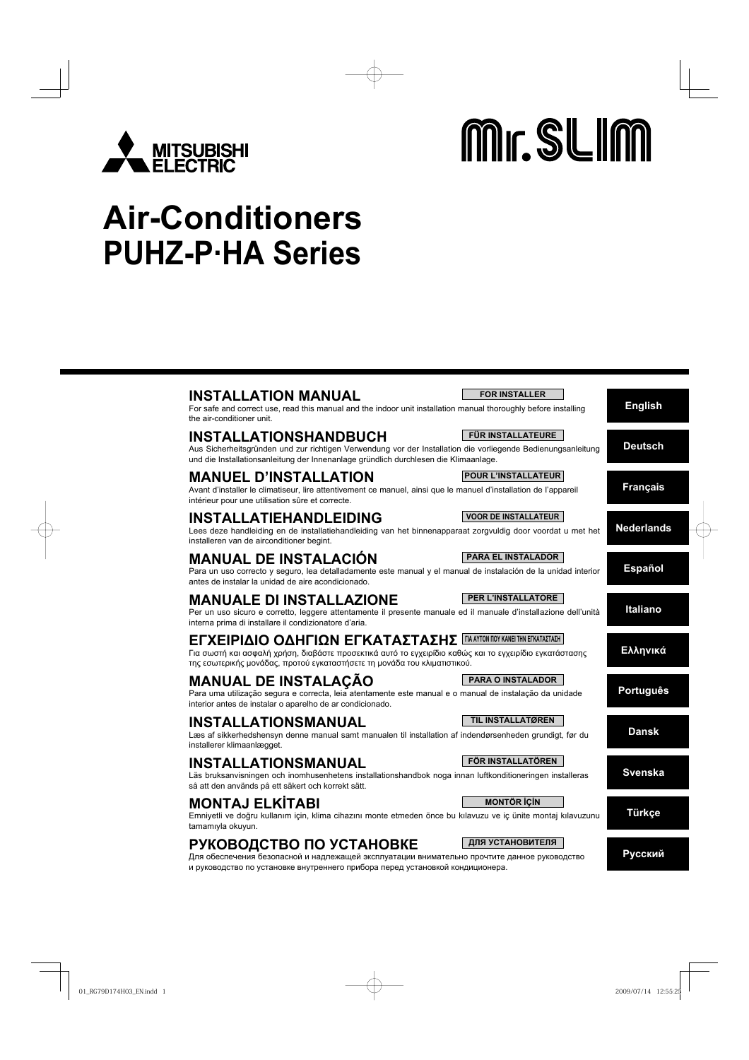MITSUBISHI ELECTRIC

Mr.SLIM

# Air-Conditioners PUHZ-P·HA Series

## INSTALLATION MANUAL

**FOR INSTALLER**

For safe and correct use, read this manual and the indoor unit installation manual thoroughly before installing the air-conditioner unit.

**English**

## INSTALLATIONSHANDBUCH

**FÜR INSTALLATEURE**

Aus Sicherheitsgründen und zur richtigen Verwendung vor der Installation die vorliegende Bedienungsanleitung und die Installationsanleitung der Innenanlage gründlich durchlesen die Klimaanlage.

**Deutsch**

## MANUEL D'INSTALLATION

**POUR L'INSTALLATEUR**

Avant d'installer le climatiseur, lire attentivement ce manuel, ainsi que le manuel d'installation de l'appareil intérieur pour une utilisation sûre et correcte.

**Français**

## INSTALLATIEHANDLEIDING

**VOOR DE INSTALLATEUR**

Lees deze handleiding en de installatiehandleiding van het binnenapparaat zorgvuldig door voordat u met het installeren van de airconditioner begint.

**Nederlands**

## MANUAL DE INSTALACIÓN

**PARA EL INSTALADOR**

Para un uso correcto y seguro, lea detalladamente este manual y el manual de instalación de la unidad interior antes de instalar la unidad de aire acondicionado.

**Español**

## MANUALE DI INSTALLAZIONE

**PER L'INSTALLATORE**

Per un uso sicuro e corretto, leggere attentamente il presente manuale ed il manuale d'installazione dell'unità interna prima di installare il condizionatore d'aria.

**Italiano**

## ΕΓΧΕΙΡΙΔΙΟ ΟΔΗΓΙΩΝ ΕΓΚΑΤΑΣΤΑΣΗΣ

**ΓΙΑ ΑΥΤΟΝ ΠΟΥ ΚΑΝΕΙ ΤΗΝ ΕΓΚΑΤΑΣΤΑΣΗ**

Για σωστή και ασφαλή χρήση, διαβάστε προσεκτικά αυτό το εγχειρίδιο καθώς και το εγχειρίδιο εγκατάστασης της εσωτερικής μονάδας, προτού εγκαταστήσετε τη μονάδα του κλιματιστικού.

**Ελληνικά**

## MANUAL DE INSTALAÇÃO

**PARA O INSTALADOR**

Para uma utilização segura e correcta, leia atentamente este manual e o manual de instalação da unidade interior antes de instalar o aparelho de ar condicionado.

**Português**

## INSTALLATIONSMANUAL

**TIL INSTALLATØREN**

Læs af sikkerhedshensyn denne manual samt manualen til installation af indendørsenheden grundigt, før du installerer klimaanlægget.

**Dansk**

## INSTALLATIONSMANUAL

**FÖR INSTALLATÖREN**

Läs bruksanvisningen och inomhusenhetens installationshandbok noga innan luftkonditioneringen installeras så att den används på ett säkert och korrekt sätt.

**Svenska**

## MONTAJ ELKİTABI

**MONTÖR İÇİN**

Emniyetli ve doğru kullanım için, klima cihazını monte etmeden önce bu kılavuzu ve iç ünite montaj kılavuzunu tamamıyla okuyun.

**Türkçe**

## РУКОВОДСТВО ПО УСТАНОВКЕ

**ДЛЯ УСТАНОВИТЕЛЯ**

Для обеспечения безопасной и надлежащей эксплуатации внимательно прочтите данное руководство и руководство по установке внутреннего прибора перед установкой кондиционера.

**Русский**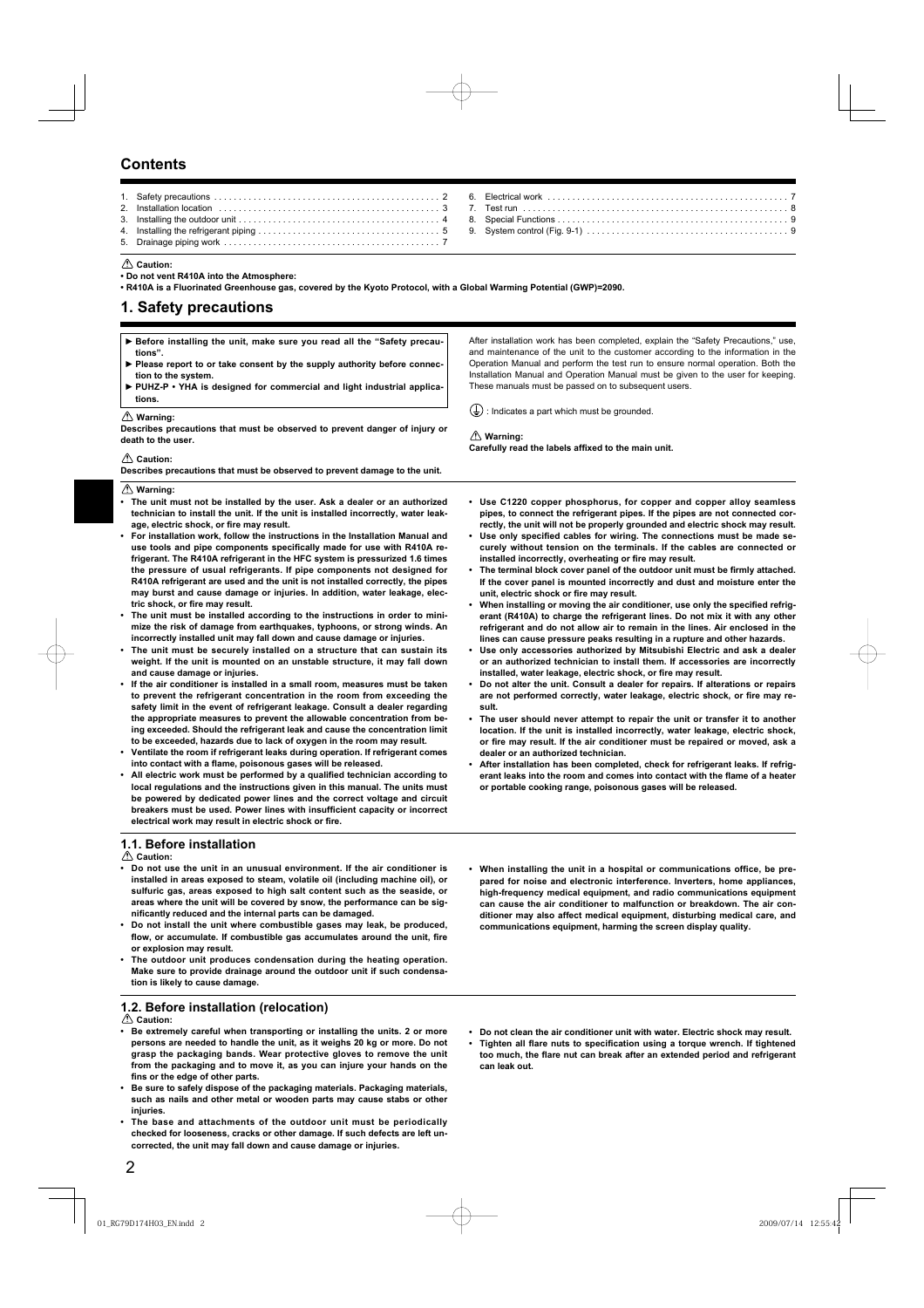## Contents

1. Safety precautions ..... 2
2. Installation location ..... 3
3. Installing the outdoor unit ..... 4
4. Installing the refrigerant piping ..... 5
5. Drainage piping work ..... 7
6. Electrical work ..... 7
7. Test run ..... 8
8. Special Functions ..... 9
9. System control (Fig. 9-1) ..... 9

⚠ **Caution:**

- **Do not vent R410A into the Atmosphere:**
- **R410A is a Fluorinated Greenhouse gas, covered by the Kyoto Protocol, with a Global Warming Potential (GWP)=2090.**

# 1. Safety precautions

- ► **Before installing the unit, make sure you read all the "Safety precautions".**
- ► **Please report to or take consent by the supply authority before connection to the system.**
- ► **PUHZ-P • YHA is designed for commercial and light industrial applications.**

⚠ **Warning:**
**Describes precautions that must be observed to prevent danger of injury or death to the user.**

⚠ **Caution:**
**Describes precautions that must be observed to prevent damage to the unit.**

After installation work has been completed, explain the "Safety Precautions," use, and maintenance of the unit to the customer according to the information in the Operation Manual and perform the test run to ensure normal operation. Both the Installation Manual and Operation Manual must be given to the user for keeping. These manuals must be passed on to subsequent users.

⏚ : Indicates a part which must be grounded.

⚠ **Warning:**
**Carefully read the labels affixed to the main unit.**

⚠ **Warning:**

- **The unit must not be installed by the user. Ask a dealer or an authorized technician to install the unit. If the unit is installed incorrectly, water leakage, electric shock, or fire may result.**
- **For installation work, follow the instructions in the Installation Manual and use tools and pipe components specifically made for use with R410A refrigerant. The R410A refrigerant in the HFC system is pressurized 1.6 times the pressure of usual refrigerants. If pipe components not designed for R410A refrigerant are used and the unit is not installed correctly, the pipes may burst and cause damage or injuries. In addition, water leakage, electric shock, or fire may result.**
- **The unit must be installed according to the instructions in order to minimize the risk of damage from earthquakes, typhoons, or strong winds. An incorrectly installed unit may fall down and cause damage or injuries.**
- **The unit must be securely installed on a structure that can sustain its weight. If the unit is mounted on an unstable structure, it may fall down and cause damage or injuries.**
- **If the air conditioner is installed in a small room, measures must be taken to prevent the refrigerant concentration in the room from exceeding the safety limit in the event of refrigerant leakage. Consult a dealer regarding the appropriate measures to prevent the allowable concentration from being exceeded. Should the refrigerant leak and cause the concentration limit to be exceeded, hazards due to lack of oxygen in the room may result.**
- **Ventilate the room if refrigerant leaks during operation. If refrigerant comes into contact with a flame, poisonous gases will be released.**
- **All electric work must be performed by a qualified technician according to local regulations and the instructions given in this manual. The units must be powered by dedicated power lines and the correct voltage and circuit breakers must be used. Power lines with insufficient capacity or incorrect electrical work may result in electric shock or fire.**
- **Use C1220 copper phosphorus, for copper and copper alloy seamless pipes, to connect the refrigerant pipes. If the pipes are not connected correctly, the unit will not be properly grounded and electric shock may result.**
- **Use only specified cables for wiring. The connections must be made securely without tension on the terminals. If the cables are connected or installed incorrectly, overheating or fire may result.**
- **The terminal block cover panel of the outdoor unit must be firmly attached. If the cover panel is mounted incorrectly and dust and moisture enter the unit, electric shock or fire may result.**
- **When installing or moving the air conditioner, use only the specified refrigerant (R410A) to charge the refrigerant lines. Do not mix it with any other refrigerant and do not allow air to remain in the lines. Air enclosed in the lines can cause pressure peaks resulting in a rupture and other hazards.**
- **Use only accessories authorized by Mitsubishi Electric and ask a dealer or an authorized technician to install them. If accessories are incorrectly installed, water leakage, electric shock, or fire may result.**
- **Do not alter the unit. Consult a dealer for repairs. If alterations or repairs are not performed correctly, water leakage, electric shock, or fire may result.**
- **The user should never attempt to repair the unit or transfer it to another location. If the unit is installed incorrectly, water leakage, electric shock, or fire may result. If the air conditioner must be repaired or moved, ask a dealer or an authorized technician.**
- **After installation has been completed, check for refrigerant leaks. If refrigerant leaks into the room and comes into contact with the flame of a heater or portable cooking range, poisonous gases will be released.**

## 1.1. Before installation

⚠ **Caution:**

- **Do not use the unit in an unusual environment. If the air conditioner is installed in areas exposed to steam, volatile oil (including machine oil), or sulfuric gas, areas exposed to high salt content such as the seaside, or areas where the unit will be covered by snow, the performance can be significantly reduced and the internal parts can be damaged.**
- **Do not install the unit where combustible gases may leak, be produced, flow, or accumulate. If combustible gas accumulates around the unit, fire or explosion may result.**
- **The outdoor unit produces condensation during the heating operation. Make sure to provide drainage around the outdoor unit if such condensation is likely to cause damage.**
- **When installing the unit in a hospital or communications office, be prepared for noise and electronic interference. Inverters, home appliances, high-frequency medical equipment, and radio communications equipment can cause the air conditioner to malfunction or breakdown. The air conditioner may also affect medical equipment, disturbing medical care, and communications equipment, harming the screen display quality.**

## 1.2. Before installation (relocation)

⚠ **Caution:**

- **Be extremely careful when transporting or installing the units. 2 or more persons are needed to handle the unit, as it weighs 20 kg or more. Do not grasp the packaging bands. Wear protective gloves to remove the unit from the packaging and to move it, as you can injure your hands on the fins or the edge of other parts.**
- **Be sure to safely dispose of the packaging materials. Packaging materials, such as nails and other metal or wooden parts may cause stabs or other injuries.**
- **The base and attachments of the outdoor unit must be periodically checked for looseness, cracks or other damage. If such defects are left uncorrected, the unit may fall down and cause damage or injuries.**
- **Do not clean the air conditioner unit with water. Electric shock may result.**
- **Tighten all flare nuts to specification using a torque wrench. If tightened too much, the flare nut can break after an extended period and refrigerant can leak out.**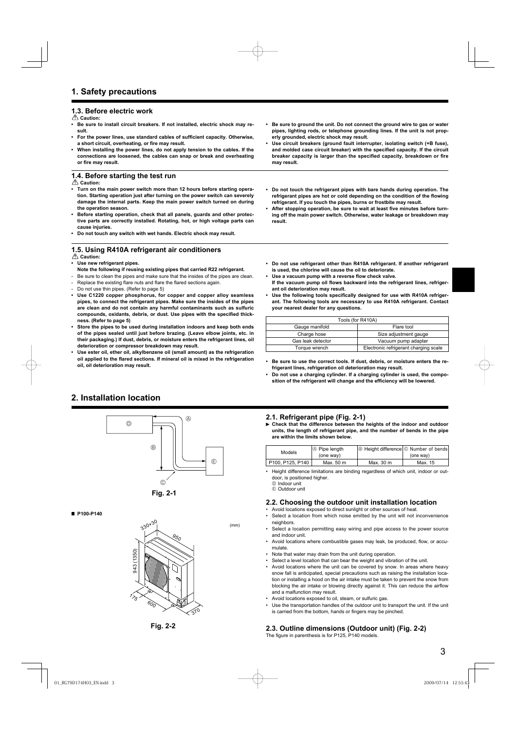# 1. Safety precautions

### 1.3. Before electric work

⚠ **Caution:**

- **Be sure to install circuit breakers. If not installed, electric shock may result.**
- **For the power lines, use standard cables of sufficient capacity. Otherwise, a short circuit, overheating, or fire may result.**
- **When installing the power lines, do not apply tension to the cables. If the connections are loosened, the cables can snap or break and overheating or fire may result.**
- **Be sure to ground the unit. Do not connect the ground wire to gas or water pipes, lighting rods, or telephone grounding lines. If the unit is not properly grounded, electric shock may result.**
- **Use circuit breakers (ground fault interrupter, isolating switch (+B fuse), and molded case circuit breaker) with the specified capacity. If the circuit breaker capacity is larger than the specified capacity, breakdown or fire may result.**

### 1.4. Before starting the test run

⚠ **Caution:**

- **Turn on the main power switch more than 12 hours before starting operation. Starting operation just after turning on the power switch can severely damage the internal parts. Keep the main power switch turned on during the operation season.**
- **Before starting operation, check that all panels, guards and other protective parts are correctly installed. Rotating, hot, or high voltage parts can cause injuries.**
- **Do not touch any switch with wet hands. Electric shock may result.**
- **Do not touch the refrigerant pipes with bare hands during operation. The refrigerant pipes are hot or cold depending on the condition of the flowing refrigerant. If you touch the pipes, burns or frostbite may result.**
- **After stopping operation, be sure to wait at least five minutes before turning off the main power switch. Otherwise, water leakage or breakdown may result.**

### 1.5. Using R410A refrigerant air conditioners

⚠ **Caution:**

- **Use new refrigerant pipes.**
  **Note the following if reusing existing pipes that carried R22 refrigerant.**
  - Be sure to clean the pipes and make sure that the insides of the pipes are clean.
  - Replace the existing flare nuts and flare the flared sections again.
  - Do not use thin pipes. (Refer to page 5)
- **Use C1220 copper phosphorus, for copper and copper alloy seamless pipes, to connect the refrigerant pipes. Make sure the insides of the pipes are clean and do not contain any harmful contaminants such as sulfuric compounds, oxidants, debris, or dust. Use pipes with the specified thickness. (Refer to page 5)**
- **Store the pipes to be used during installation indoors and keep both ends of the pipes sealed until just before brazing. (Leave elbow joints, etc. in their packaging.) If dust, debris, or moisture enters the refrigerant lines, oil deterioration or compressor breakdown may result.**
- **Use ester oil, ether oil, alkylbenzene oil (small amount) as the refrigeration oil applied to the flared sections. If mineral oil is mixed in the refrigeration oil, oil deterioration may result.**
- **Do not use refrigerant other than R410A refrigerant. If another refrigerant is used, the chlorine will cause the oil to deteriorate.**
- **Use a vacuum pump with a reverse flow check valve.**
  **If the vacuum pump oil flows backward into the refrigerant lines, refrigerant oil deterioration may result.**
- **Use the following tools specifically designed for use with R410A refrigerant. The following tools are necessary to use R410A refrigerant. Contact your nearest dealer for any questions.**

| Tools (for R410A) | |
|---|---|
| Gauge manifold | Flare tool |
| Charge hose | Size adjustment gauge |
| Gas leak detector | Vacuum pump adapter |
| Torque wrench | Electronic refrigerant charging scale |

- **Be sure to use the correct tools. If dust, debris, or moisture enters the refrigerant lines, refrigeration oil deterioration may result.**
- **Do not use a charging cylinder. If a charging cylinder is used, the composition of the refrigerant will change and the efficiency will be lowered.**

# 2. Installation location

Fig. 2-1

■ P100-P140

(mm)

Fig. 2-2

### 2.1. Refrigerant pipe (Fig. 2-1)

▶ **Check that the difference between the heights of the indoor and outdoor units, the length of refrigerant pipe, and the number of bends in the pipe are within the limits shown below.**

| Models | Ⓐ Pipe length (one way) | Ⓑ Height difference | Ⓒ Number of bends (one way) |
|---|---|---|---|
| P100, P125, P140 | Max. 50 m | Max. 30 m | Max. 15 |

- Height difference limitations are binding regardless of which unit, indoor or outdoor, is positioned higher.
  Ⓓ Indoor unit
  Ⓔ Outdoor unit

### 2.2. Choosing the outdoor unit installation location

- Avoid locations exposed to direct sunlight or other sources of heat.
- Select a location from which noise emitted by the unit will not inconvenience neighbors.
- Select a location permitting easy wiring and pipe access to the power source and indoor unit.
- Avoid locations where combustible gases may leak, be produced, flow, or accumulate.
- Note that water may drain from the unit during operation.
- Select a level location that can bear the weight and vibration of the unit.
- Avoid locations where the unit can be covered by snow. In areas where heavy snow fall is anticipated, special precautions such as raising the installation location or installing a hood on the air intake must be taken to prevent the snow from blocking the air intake or blowing directly against it. This can reduce the airflow and a malfunction may result.
- Avoid locations exposed to oil, steam, or sulfuric gas.
- Use the transportation handles of the outdoor unit to transport the unit. If the unit is carried from the bottom, hands or fingers may be pinched.

### 2.3. Outline dimensions (Outdoor unit) (Fig. 2-2)

The figure in parenthesis is for P125, P140 models.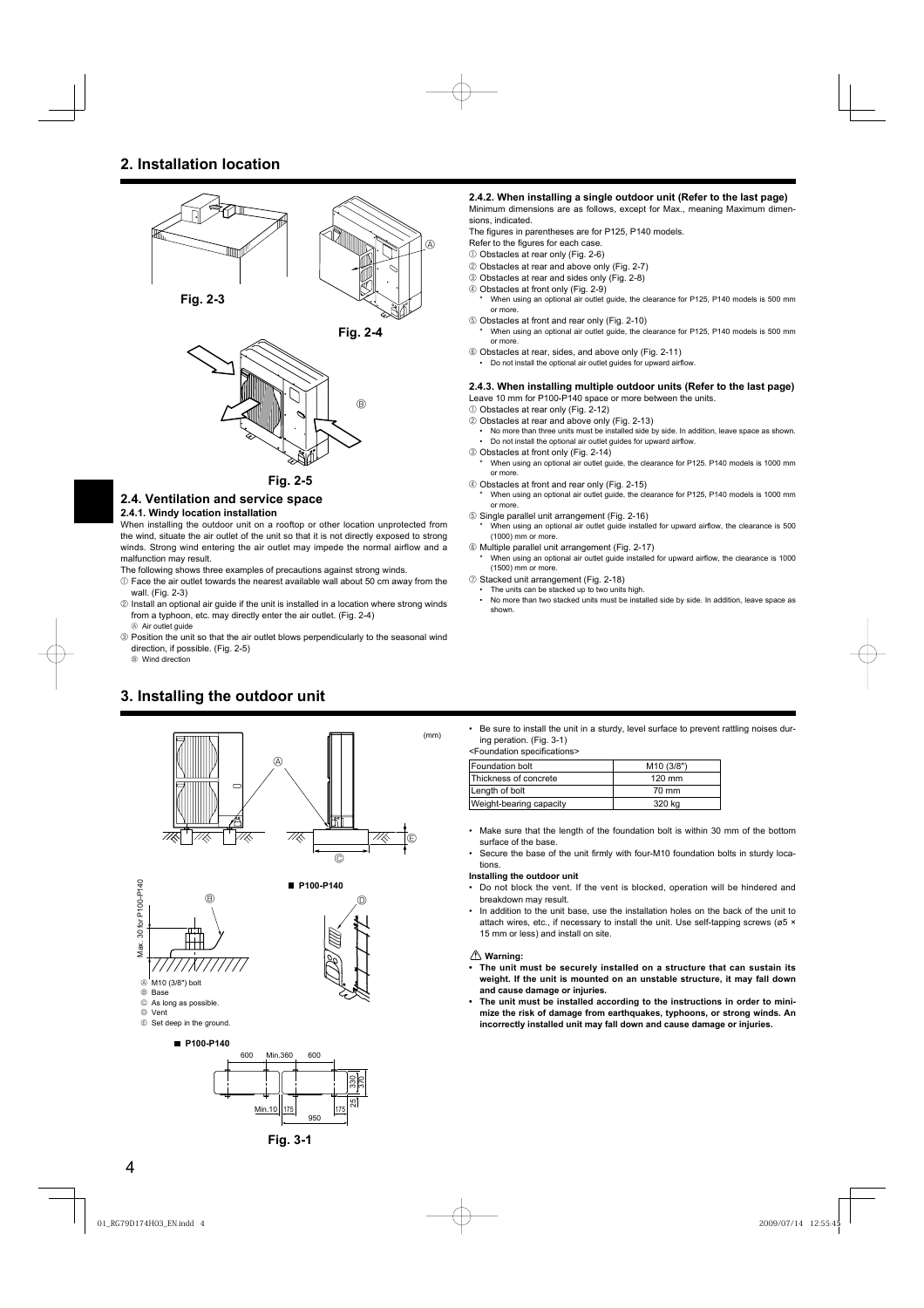## 2. Installation location

Fig. 2-3

Fig. 2-4

Ⓐ

Fig. 2-5

Ⓑ

### 2.4. Ventilation and service space

#### 2.4.1. Windy location installation

When installing the outdoor unit on a rooftop or other location unprotected from the wind, situate the air outlet of the unit so that it is not directly exposed to strong winds. Strong wind entering the air outlet may impede the normal airflow and a malfunction may result.

The following shows three examples of precautions against strong winds.

① Face the air outlet towards the nearest available wall about 50 cm away from the wall. (Fig. 2-3)

② Install an optional air guide if the unit is installed in a location where strong winds from a typhoon, etc. may directly enter the air outlet. (Fig. 2-4)
 Ⓐ Air outlet guide

③ Position the unit so that the air outlet blows perpendicularly to the seasonal wind direction, if possible. (Fig. 2-5)
 Ⓑ Wind direction

#### 2.4.2. When installing a single outdoor unit (Refer to the last page)

Minimum dimensions are as follows, except for Max., meaning Maximum dimensions, indicated.

The figures in parentheses are for P125, P140 models.

Refer to the figures for each case.

① Obstacles at rear only (Fig. 2-6)
② Obstacles at rear and above only (Fig. 2-7)
③ Obstacles at rear and sides only (Fig. 2-8)
④ Obstacles at front only (Fig. 2-9)
 * When using an optional air outlet guide, the clearance for P125, P140 models is 500 mm or more.
⑤ Obstacles at front and rear only (Fig. 2-10)
 * When using an optional air outlet guide, the clearance for P125, P140 models is 500 mm or more.
⑥ Obstacles at rear, sides, and above only (Fig. 2-11)
 • Do not install the optional air outlet guides for upward airflow.

#### 2.4.3. When installing multiple outdoor units (Refer to the last page)

Leave 10 mm for P100-P140 space or more between the units.

① Obstacles at rear only (Fig. 2-12)
② Obstacles at rear and above only (Fig. 2-13)
 • No more than three units must be installed side by side. In addition, leave space as shown.
 • Do not install the optional air outlet guides for upward airflow.
③ Obstacles at front only (Fig. 2-14)
 * When using an optional air outlet guide, the clearance for P125. P140 models is 1000 mm or more.
④ Obstacles at front and rear only (Fig. 2-15)
 * When using an optional air outlet guide, the clearance for P125, P140 models is 1000 mm or more.
⑤ Single parallel unit arrangement (Fig. 2-16)
 * When using an optional air outlet guide installed for upward airflow, the clearance is 500 (1000) mm or more.
⑥ Multiple parallel unit arrangement (Fig. 2-17)
 * When using an optional air outlet guide installed for upward airflow, the clearance is 1000 (1500) mm or more.
⑦ Stacked unit arrangement (Fig. 2-18)
 • The units can be stacked up to two units high.
 • No more than two stacked units must be installed side by side. In addition, leave space as shown.

## 3. Installing the outdoor unit

(mm)

Max. 30 for P100-P140

■ P100-P140

Ⓐ M10 (3/8") bolt
Ⓑ Base
Ⓒ As long as possible.
Ⓓ Vent
Ⓔ Set deep in the ground.

■ P100-P140

600 Min.360 600

330 370 25

Min.10 175 175

950

Fig. 3-1

• Be sure to install the unit in a sturdy, level surface to prevent rattling noises during peration. (Fig. 3-1)

<Foundation specifications>

| Foundation bolt | M10 (3/8") |
|---|---|
| Thickness of concrete | 120 mm |
| Length of bolt | 70 mm |
| Weight-bearing capacity | 320 kg |

• Make sure that the length of the foundation bolt is within 30 mm of the bottom surface of the base.
• Secure the base of the unit firmly with four-M10 foundation bolts in sturdy locations.

**Installing the outdoor unit**

• Do not block the vent. If the vent is blocked, operation will be hindered and breakdown may result.
• In addition to the unit base, use the installation holes on the back of the unit to attach wires, etc., if necessary to install the unit. Use self-tapping screws (ø5 × 15 mm or less) and install on site.

⚠ **Warning:**

• **The unit must be securely installed on a structure that can sustain its weight. If the unit is mounted on an unstable structure, it may fall down and cause damage or injuries.**
• **The unit must be installed according to the instructions in order to minimize the risk of damage from earthquakes, typhoons, or strong winds. An incorrectly installed unit may fall down and cause damage or injuries.**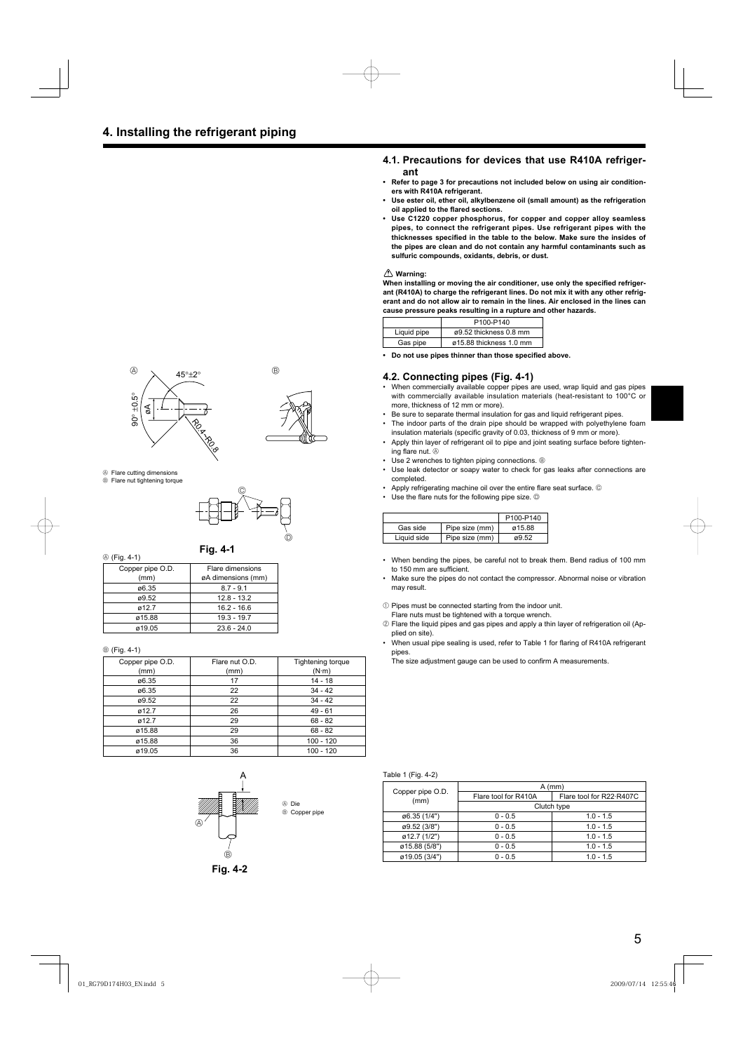# 4. Installing the refrigerant piping

## 4.1. Precautions for devices that use R410A refrigerant

- **Refer to page 3 for precautions not included below on using air conditioners with R410A refrigerant.**
- **Use ester oil, ether oil, alkylbenzene oil (small amount) as the refrigeration oil applied to the flared sections.**
- **Use C1220 copper phosphorus, for copper and copper alloy seamless pipes, to connect the refrigerant pipes. Use refrigerant pipes with the thicknesses specified in the table to the below. Make sure the insides of the pipes are clean and do not contain any harmful contaminants such as sulfuric compounds, oxidants, debris, or dust.**

⚠ **Warning:**

**When installing or moving the air conditioner, use only the specified refrigerant (R410A) to charge the refrigerant lines. Do not mix it with any other refrigerant and do not allow air to remain in the lines. Air enclosed in the lines can cause pressure peaks resulting in a rupture and other hazards.**

| | P100-P140 |
|---|---|
| Liquid pipe | ø9.52 thickness 0.8 mm |
| Gas pipe | ø15.88 thickness 1.0 mm |

- **Do not use pipes thinner than those specified above.**

## 4.2. Connecting pipes (Fig. 4-1)

- When commercially available copper pipes are used, wrap liquid and gas pipes with commercially available insulation materials (heat-resistant to 100°C or more, thickness of 12 mm or more).
- Be sure to separate thermal insulation for gas and liquid refrigerant pipes.
- The indoor parts of the drain pipe should be wrapped with polyethylene foam insulation materials (specific gravity of 0.03, thickness of 9 mm or more).
- Apply thin layer of refrigerant oil to pipe and joint seating surface before tightening flare nut. Ⓐ
- Use 2 wrenches to tighten piping connections. Ⓑ
- Use leak detector or soapy water to check for gas leaks after connections are completed.
- Apply refrigerating machine oil over the entire flare seat surface. Ⓒ
- Use the flare nuts for the following pipe size. Ⓓ

| | | P100-P140 |
|---|---|---|
| Gas side | Pipe size (mm) | ø15.88 |
| Liquid side | Pipe size (mm) | ø9.52 |

- When bending the pipes, be careful not to break them. Bend radius of 100 mm to 150 mm are sufficient.
- Make sure the pipes do not contact the compressor. Abnormal noise or vibration may result.

① Pipes must be connected starting from the indoor unit.
Flare nuts must be tightened with a torque wrench.
② Flare the liquid pipes and gas pipes and apply a thin layer of refrigeration oil (Applied on site).

- When usual pipe sealing is used, refer to Table 1 for flaring of R410A refrigerant pipes.
  The size adjustment gauge can be used to confirm A measurements.

Ⓐ Flare cutting dimensions
Ⓑ Flare nut tightening torque

**Fig. 4-1**

Ⓐ (Fig. 4-1)

| Copper pipe O.D. (mm) | Flare dimensions øA dimensions (mm) |
|---|---|
| ø6.35 | 8.7 - 9.1 |
| ø9.52 | 12.8 - 13.2 |
| ø12.7 | 16.2 - 16.6 |
| ø15.88 | 19.3 - 19.7 |
| ø19.05 | 23.6 - 24.0 |

Ⓑ (Fig. 4-1)

| Copper pipe O.D. (mm) | Flare nut O.D. (mm) | Tightening torque (N·m) |
|---|---|---|
| ø6.35 | 17 | 14 - 18 |
| ø6.35 | 22 | 34 - 42 |
| ø9.52 | 22 | 34 - 42 |
| ø12.7 | 26 | 49 - 61 |
| ø12.7 | 29 | 68 - 82 |
| ø15.88 | 29 | 68 - 82 |
| ø15.88 | 36 | 100 - 120 |
| ø19.05 | 36 | 100 - 120 |

Ⓐ Die
Ⓑ Copper pipe

**Fig. 4-2**

Table 1 (Fig. 4-2)

| Copper pipe O.D. (mm) | A (mm) | |
|---|---|---|
| | Flare tool for R410A | Flare tool for R22·R407C |
| | Clutch type | |
| ø6.35 (1/4") | 0 - 0.5 | 1.0 - 1.5 |
| ø9.52 (3/8") | 0 - 0.5 | 1.0 - 1.5 |
| ø12.7 (1/2") | 0 - 0.5 | 1.0 - 1.5 |
| ø15.88 (5/8") | 0 - 0.5 | 1.0 - 1.5 |
| ø19.05 (3/4") | 0 - 0.5 | 1.0 - 1.5 |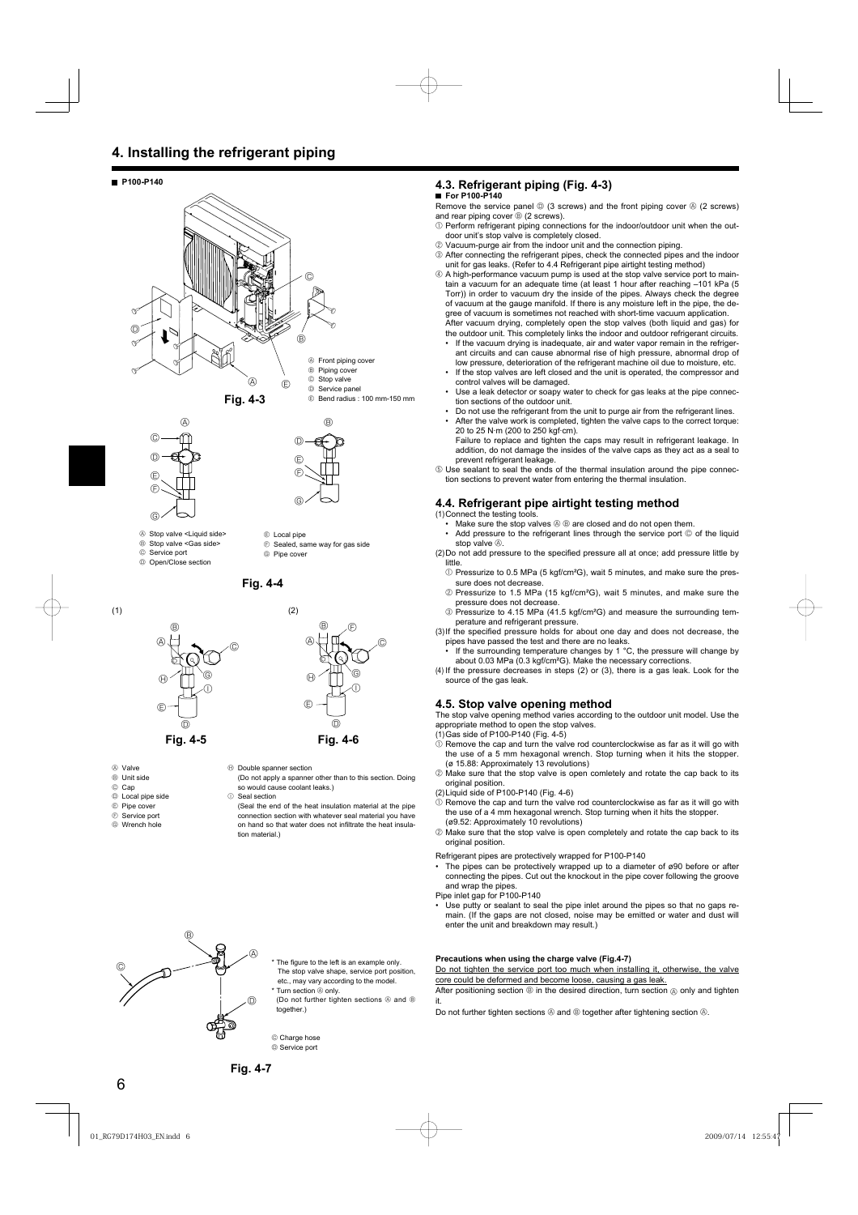# 4. Installing the refrigerant piping

■ P100-P140

Ⓐ Front piping cover
Ⓑ Piping cover
Ⓒ Stop valve
Ⓓ Service panel
Ⓔ Bend radius : 100 mm-150 mm

Fig. 4-3

Ⓐ Stop valve <Liquid side>
Ⓑ Stop valve <Gas side>
Ⓒ Service port
Ⓓ Open/Close section
Ⓔ Local pipe
Ⓕ Sealed, same way for gas side
Ⓖ Pipe cover

Fig. 4-4

Fig. 4-5

Fig. 4-6

Ⓐ Valve
Ⓑ Unit side
Ⓒ Cap
Ⓓ Local pipe side
Ⓔ Pipe cover
Ⓕ Service port
Ⓖ Wrench hole
Ⓗ Double spanner section
(Do not apply a spanner other than to this section. Doing so would cause coolant leaks.)
Ⓘ Seal section
(Seal the end of the heat insulation material at the pipe connection section with whatever seal material you have on hand so that water does not infiltrate the heat insulation material.)

\* The figure to the left is an example only. The stop valve shape, service port position, etc., may vary according to the model.
\* Turn section Ⓐ only.
(Do not further tighten sections Ⓐ and Ⓑ together.)

Ⓒ Charge hose
Ⓓ Service port

Fig. 4-7

## 4.3. Refrigerant piping (Fig. 4-3)

■ For P100-P140

Remove the service panel Ⓓ (3 screws) and the front piping cover Ⓐ (2 screws) and rear piping cover Ⓑ (2 screws).

① Perform refrigerant piping connections for the indoor/outdoor unit when the outdoor unit's stop valve is completely closed.
② Vacuum-purge air from the indoor unit and the connection piping.
③ After connecting the refrigerant pipes, check the connected pipes and the indoor unit for gas leaks. (Refer to 4.4 Refrigerant pipe airtight testing method)
④ A high-performance vacuum pump is used at the stop valve service port to maintain a vacuum for an adequate time (at least 1 hour after reaching –101 kPa (5 Torr)) in order to vacuum dry the inside of the pipes. Always check the degree of vacuum at the gauge manifold. If there is any moisture left in the pipe, the degree of vacuum is sometimes not reached with short-time vacuum application.
After vacuum drying, completely open the stop valves (both liquid and gas) for the outdoor unit. This completely links the indoor and outdoor refrigerant circuits.
- If the vacuum drying is inadequate, air and water vapor remain in the refrigerant circuits and can cause abnormal rise of high pressure, abnormal drop of low pressure, deterioration of the refrigerant machine oil due to moisture, etc.
- If the stop valves are left closed and the unit is operated, the compressor and control valves will be damaged.
- Use a leak detector or soapy water to check for gas leaks at the pipe connection sections of the outdoor unit.
- Do not use the refrigerant from the unit to purge air from the refrigerant lines.
- After the valve work is completed, tighten the valve caps to the correct torque: 20 to 25 N·m (200 to 250 kgf·cm).
Failure to replace and tighten the caps may result in refrigerant leakage. In addition, do not damage the insides of the valve caps as they act as a seal to prevent refrigerant leakage.

⑤ Use sealant to seal the ends of the thermal insulation around the pipe connection sections to prevent water from entering the thermal insulation.

## 4.4. Refrigerant pipe airtight testing method

(1) Connect the testing tools.
- Make sure the stop valves Ⓐ Ⓑ are closed and do not open them.
- Add pressure to the refrigerant lines through the service port Ⓒ of the liquid stop valve Ⓐ.

(2) Do not add pressure to the specified pressure all at once; add pressure little by little.
① Pressurize to 0.5 MPa (5 kgf/cm²G), wait 5 minutes, and make sure the pressure does not decrease.
② Pressurize to 1.5 MPa (15 kgf/cm²G), wait 5 minutes, and make sure the pressure does not decrease.
③ Pressurize to 4.15 MPa (41.5 kgf/cm²G) and measure the surrounding temperature and refrigerant pressure.

(3) If the specified pressure holds for about one day and does not decrease, the pipes have passed the test and there are no leaks.
- If the surrounding temperature changes by 1 °C, the pressure will change by about 0.03 MPa (0.3 kgf/cm²G). Make the necessary corrections.

(4) If the pressure decreases in steps (2) or (3), there is a gas leak. Look for the source of the gas leak.

## 4.5. Stop valve opening method

The stop valve opening method varies according to the outdoor unit model. Use the appropriate method to open the stop valves.

(1) Gas side of P100-P140 (Fig. 4-5)
① Remove the cap and turn the valve rod counterclockwise as far as it will go with the use of a 5 mm hexagonal wrench. Stop turning when it hits the stopper. (ø 15.88: Approximately 13 revolutions)
② Make sure that the stop valve is open comletely and rotate the cap back to its original position.

(2) Liquid side of P100-P140 (Fig. 4-6)
① Remove the cap and turn the valve rod counterclockwise as far as it will go with the use of a 4 mm hexagonal wrench. Stop turning when it hits the stopper. (ø9.52: Approximately 10 revolutions)
② Make sure that the stop valve is open completely and rotate the cap back to its original position.

Refrigerant pipes are protectively wrapped for P100-P140
- The pipes can be protectively wrapped up to a diameter of ø90 before or after connecting the pipes. Cut out the knockout in the pipe cover following the groove and wrap the pipes.

Pipe inlet gap for P100-P140
- Use putty or sealant to seal the pipe inlet around the pipes so that no gaps remain. (If the gaps are not closed, noise may be emitted or water and dust will enter the unit and breakdown may result.)

**Precautions when using the charge valve (Fig.4-7)**

Do not tighten the service port too much when installing it, otherwise, the valve core could be deformed and become loose, causing a gas leak.

After positioning section Ⓑ in the desired direction, turn section Ⓐ only and tighten it.

Do not further tighten sections Ⓐ and Ⓑ together after tightening section Ⓐ.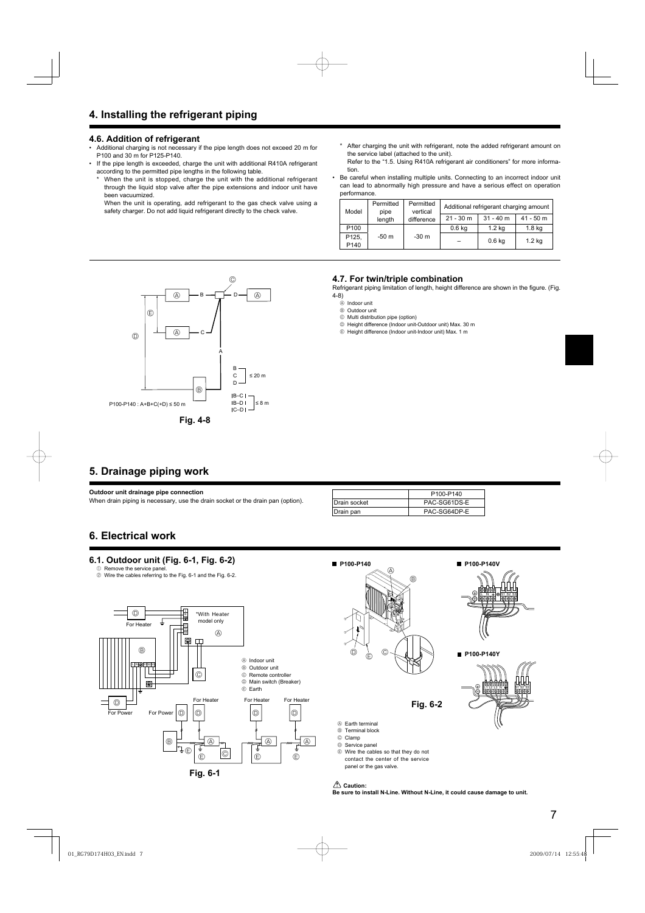# 4. Installing the refrigerant piping

## 4.6. Addition of refrigerant

- Additional charging is not necessary if the pipe length does not exceed 20 m for P100 and 30 m for P125-P140.
- If the pipe length is exceeded, charge the unit with additional R410A refrigerant according to the permitted pipe lengths in the following table.
  - \* When the unit is stopped, charge the unit with the additional refrigerant through the liquid stop valve after the pipe extensions and indoor unit have been vacuumized.
    When the unit is operating, add refrigerant to the gas check valve using a safety charger. Do not add liquid refrigerant directly to the check valve.
  - \* After charging the unit with refrigerant, note the added refrigerant amount on the service label (attached to the unit).
    Refer to the "1.5. Using R410A refrigerant air conditioners" for more information.
- Be careful when installing multiple units. Connecting to an incorrect indoor unit can lead to abnormally high pressure and have a serious effect on operation performance.

| Model | Permitted pipe length | Permitted vertical difference | Additional refrigerant charging amount | | |
|---|---|---|---|---|---|
| | | | 21 - 30 m | 31 - 40 m | 41 - 50 m |
| P100 | -50 m | -30 m | 0.6 kg | 1.2 kg | 1.8 kg |
| P125, P140 | | | – | 0.6 kg | 1.2 kg |

## 4.7. For twin/triple combination

Refrigerant piping limitation of length, height difference are shown in the figure. (Fig. 4-8)

Ⓐ Indoor unit
Ⓑ Outdoor unit
Ⓒ Multi distribution pipe (option)
Ⓓ Height difference (Indoor unit-Outdoor unit) Max. 30 m
Ⓔ Height difference (Indoor unit-Indoor unit) Max. 1 m

P100-P140 : A+B+C(+D) ≤ 50 m

B, C, D ≤ 20 m

|B–C|, |B–D|, |C–D| ≤ 8 m

Fig. 4-8

# 5. Drainage piping work

**Outdoor unit drainage pipe connection**

When drain piping is necessary, use the drain socket or the drain pan (option).

| | P100-P140 |
|---|---|
| Drain socket | PAC-SG61DS-E |
| Drain pan | PAC-SG64DP-E |

# 6. Electrical work

## 6.1. Outdoor unit (Fig. 6-1, Fig. 6-2)

① Remove the service panel.
② Wire the cables referring to the Fig. 6-1 and the Fig. 6-2.

\*With Heater model only

For Heater, For Power

Ⓐ Indoor unit
Ⓑ Outdoor unit
Ⓒ Remote controller
Ⓓ Main switch (Breaker)
Ⓔ Earth

Fig. 6-1

■ P100-P140

■ P100-P140V

■ P100-P140Y

Fig. 6-2

Ⓐ Earth terminal
Ⓑ Terminal block
Ⓒ Clamp
Ⓓ Service panel
Ⓔ Wire the cables so that they do not contact the center of the service panel or the gas valve.

⚠ **Caution:**
**Be sure to install N-Line. Without N-Line, it could cause damage to unit.**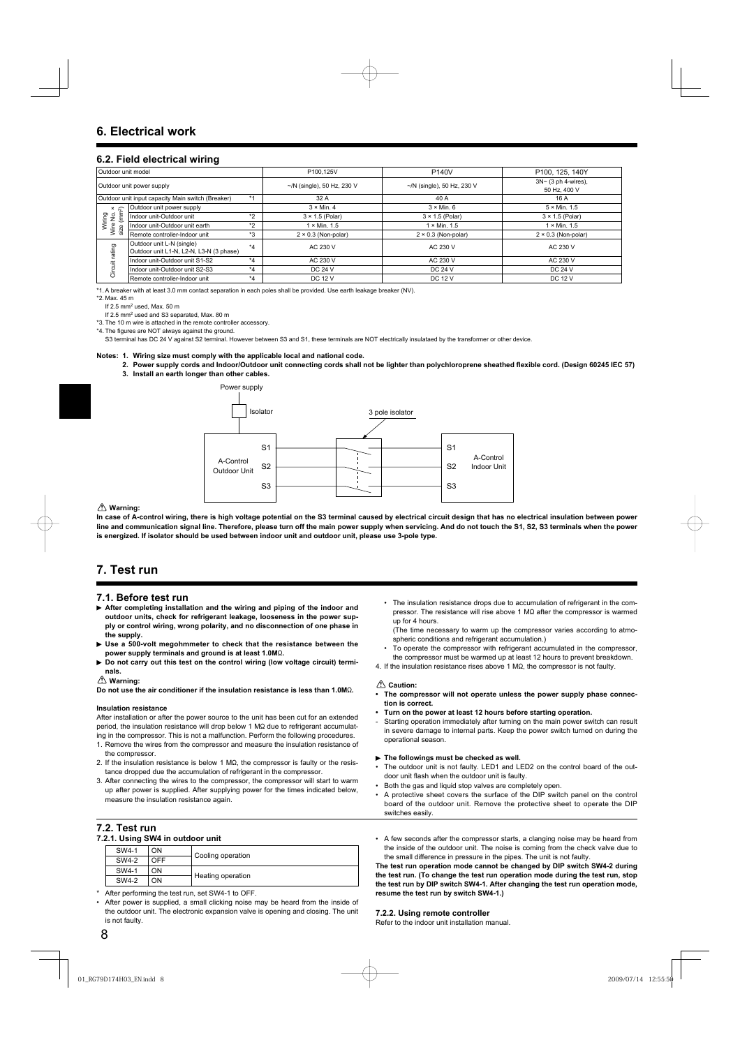# 6. Electrical work

## 6.2. Field electrical wiring

| Outdoor unit model | | | P100,125V | P140V | P100, 125, 140Y |
|---|---|---|---|---|---|
| Outdoor unit power supply | | | ~/N (single), 50 Hz, 230 V | ~/N (single), 50 Hz, 230 V | 3N~ (3 ph 4-wires), 50 Hz, 400 V |
| Outdoor unit input capacity Main switch (Breaker) | | *1 | 32 A | 40 A | 16 A |
| Wiring Wire No. × size (mm²) | Outdoor unit power supply | | 3 × Min. 4 | 3 × Min. 6 | 5 × Min. 1.5 |
| | Indoor unit-Outdoor unit | *2 | 3 × 1.5 (Polar) | 3 × 1.5 (Polar) | 3 × 1.5 (Polar) |
| | Indoor unit-Outdoor unit earth | *2 | 1 × Min. 1.5 | 1 × Min. 1.5 | 1 × Min. 1.5 |
| | Remote controller-Indoor unit | *3 | 2 × 0.3 (Non-polar) | 2 × 0.3 (Non-polar) | 2 × 0.3 (Non-polar) |
| Circuit rating | Outdoor unit L-N (single) Outdoor unit L1-N, L2-N, L3-N (3 phase) | *4 | AC 230 V | AC 230 V | AC 230 V |
| | Indoor unit-Outdoor unit S1-S2 | *4 | AC 230 V | AC 230 V | AC 230 V |
| | Indoor unit-Outdoor unit S2-S3 | *4 | DC 24 V | DC 24 V | DC 24 V |
| | Remote controller-Indoor unit | *4 | DC 12 V | DC 12 V | DC 12 V |

*1. A breaker with at least 3.0 mm contact separation in each poles shall be provided. Use earth leakage breaker (NV).

*2. Max. 45 m
If 2.5 mm² used, Max. 50 m
If 2.5 mm² used and S3 separated, Max. 80 m

*3. The 10 m wire is attached in the remote controller accessory.

*4. The figures are NOT always against the ground.
S3 terminal has DC 24 V against S2 terminal. However between S3 and S1, these terminals are NOT electrically insulataed by the transformer or other device.

**Notes: 1. Wiring size must comply with the applicable local and national code.**
**2. Power supply cords and Indoor/Outdoor unit connecting cords shall not be lighter than polychloroprene sheathed flexible cord. (Design 60245 IEC 57)**
**3. Install an earth longer than other cables.**

Power supply
Isolator
3 pole isolator
A-Control Outdoor Unit S1 S2 S3
A-Control Indoor Unit S1 S2 S3

⚠ **Warning:**
**In case of A-control wiring, there is high voltage potential on the S3 terminal caused by electrical circuit design that has no electrical insulation between power line and communication signal line. Therefore, please turn off the main power supply when servicing. And do not touch the S1, S2, S3 terminals when the power is energized. If isolator should be used between indoor unit and outdoor unit, please use 3-pole type.**

# 7. Test run

## 7.1. Before test run

- ▶ **After completing installation and the wiring and piping of the indoor and outdoor units, check for refrigerant leakage, looseness in the power supply or control wiring, wrong polarity, and no disconnection of one phase in the supply.**
- ▶ **Use a 500-volt megohmmeter to check that the resistance between the power supply terminals and ground is at least 1.0MΩ.**
- ▶ **Do not carry out this test on the control wiring (low voltage circuit) terminals.**

⚠ **Warning:**
**Do not use the air conditioner if the insulation resistance is less than 1.0MΩ.**

**Insulation resistance**

After installation or after the power source to the unit has been cut for an extended period, the insulation resistance will drop below 1 MΩ due to refrigerant accumulating in the compressor. This is not a malfunction. Perform the following procedures.

1. Remove the wires from the compressor and measure the insulation resistance of the compressor.
2. If the insulation resistance is below 1 MΩ, the compressor is faulty or the resistance dropped due the accumulation of refrigerant in the compressor.
3. After connecting the wires to the compressor, the compressor will start to warm up after power is supplied. After supplying power for the times indicated below, measure the insulation resistance again.
   - The insulation resistance drops due to accumulation of refrigerant in the compressor. The resistance will rise above 1 MΩ after the compressor is warmed up for 4 hours.
     (The time necessary to warm up the compressor varies according to atmospheric conditions and refrigerant accumulation.)
   - To operate the compressor with refrigerant accumulated in the compressor, the compressor must be warmed up at least 12 hours to prevent breakdown.
4. If the insulation resistance rises above 1 MΩ, the compressor is not faulty.

⚠ **Caution:**

- **The compressor will not operate unless the power supply phase connection is correct.**
- **Turn on the power at least 12 hours before starting operation.**
- Starting operation immediately after turning on the main power switch can result in severe damage to internal parts. Keep the power switch turned on during the operational season.

▶ **The followings must be checked as well.**

- The outdoor unit is not faulty. LED1 and LED2 on the control board of the outdoor unit flash when the outdoor unit is faulty.
- Both the gas and liquid stop valves are completely open.
- A protective sheet covers the surface of the DIP switch panel on the control board of the outdoor unit. Remove the protective sheet to operate the DIP switches easily.

## 7.2. Test run

### 7.2.1. Using SW4 in outdoor unit

| SW4-1 | ON | Cooling operation |
|---|---|---|
| SW4-2 | OFF | |
| SW4-1 | ON | Heating operation |
| SW4-2 | ON | |

\* After performing the test run, set SW4-1 to OFF.

- After power is supplied, a small clicking noise may be heard from the inside of the outdoor unit. The electronic expansion valve is opening and closing. The unit is not faulty.
- A few seconds after the compressor starts, a clanging noise may be heard from the inside of the outdoor unit. The noise is coming from the check valve due to the small difference in pressure in the pipes. The unit is not faulty.

**The test run operation mode cannot be changed by DIP switch SW4-2 during the test run. (To change the test run operation mode during the test run, stop the test run by DIP switch SW4-1. After changing the test run operation mode, resume the test run by switch SW4-1.)**

### 7.2.2. Using remote controller

Refer to the indoor unit installation manual.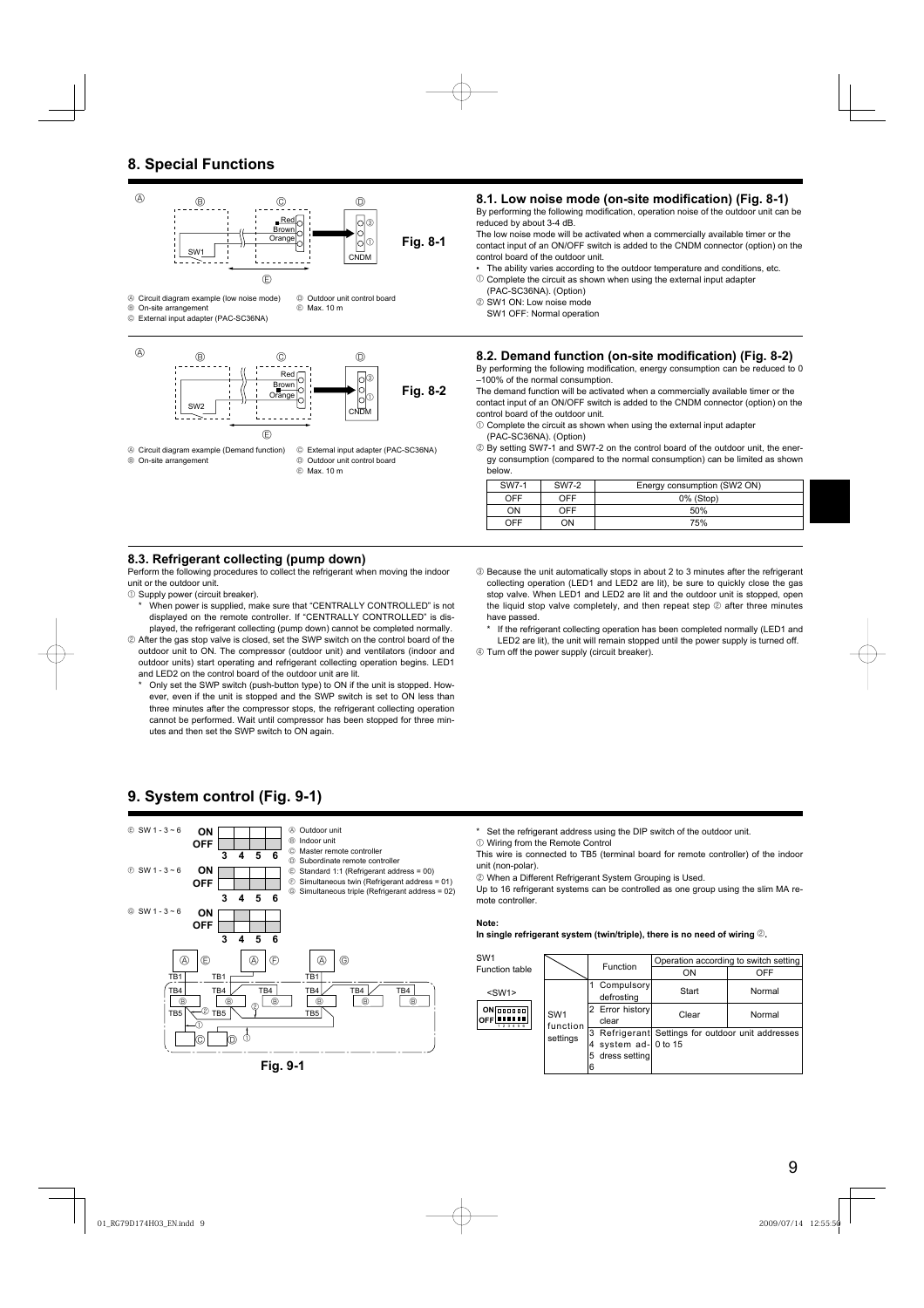# 8. Special Functions

Fig. 8-1

Ⓐ Circuit diagram example (low noise mode)
Ⓑ On-site arrangement
Ⓒ External input adapter (PAC-SC36NA)
Ⓓ Outdoor unit control board
Ⓔ Max. 10 m

## 8.1. Low noise mode (on-site modification) (Fig. 8-1)

By performing the following modification, operation noise of the outdoor unit can be reduced by about 3-4 dB.

The low noise mode will be activated when a commercially available timer or the contact input of an ON/OFF switch is added to the CNDM connector (option) on the control board of the outdoor unit.

- The ability varies according to the outdoor temperature and conditions, etc.

① Complete the circuit as shown when using the external input adapter (PAC-SC36NA). (Option)
② SW1 ON: Low noise mode
SW1 OFF: Normal operation

Fig. 8-2

Ⓐ Circuit diagram example (Demand function)
Ⓑ On-site arrangement
Ⓒ External input adapter (PAC-SC36NA)
Ⓓ Outdoor unit control board
Ⓔ Max. 10 m

## 8.2. Demand function (on-site modification) (Fig. 8-2)

By performing the following modification, energy consumption can be reduced to 0 –100% of the normal consumption.

The demand function will be activated when a commercially available timer or the contact input of an ON/OFF switch is added to the CNDM connector (option) on the control board of the outdoor unit.

① Complete the circuit as shown when using the external input adapter (PAC-SC36NA). (Option)
② By setting SW7-1 and SW7-2 on the control board of the outdoor unit, the energy consumption (compared to the normal consumption) can be limited as shown below.

| SW7-1 | SW7-2 | Energy consumption (SW2 ON) |
|---|---|---|
| OFF | OFF | 0% (Stop) |
| ON | OFF | 50% |
| OFF | ON | 75% |

## 8.3. Refrigerant collecting (pump down)

Perform the following procedures to collect the refrigerant when moving the indoor unit or the outdoor unit.

① Supply power (circuit breaker).
\* When power is supplied, make sure that "CENTRALLY CONTROLLED" is not displayed on the remote controller. If "CENTRALLY CONTROLLED" is displayed, the refrigerant collecting (pump down) cannot be completed normally.

② After the gas stop valve is closed, set the SWP switch on the control board of the outdoor unit to ON. The compressor (outdoor unit) and ventilators (indoor and outdoor units) start operating and refrigerant collecting operation begins. LED1 and LED2 on the control board of the outdoor unit are lit.
\* Only set the SWP switch (push-button type) to ON if the unit is stopped. However, even if the unit is stopped and the SWP switch is set to ON less than three minutes after the compressor stops, the refrigerant collecting operation cannot be performed. Wait until compressor has been stopped for three minutes and then set the SWP switch to ON again.

③ Because the unit automatically stops in about 2 to 3 minutes after the refrigerant collecting operation (LED1 and LED2 are lit), be sure to quickly close the gas stop valve. When LED1 and LED2 are lit and the outdoor unit is stopped, open the liquid stop valve completely, and then repeat step ② after three minutes have passed.
\* If the refrigerant collecting operation has been completed normally (LED1 and LED2 are lit), the unit will remain stopped until the power supply is turned off.

④ Turn off the power supply (circuit breaker).

# 9. System control (Fig. 9-1)

Ⓔ SW 1 - 3 ~ 6
Ⓕ SW 1 - 3 ~ 6
Ⓖ SW 1 - 3 ~ 6

Ⓐ Outdoor unit
Ⓑ Indoor unit
Ⓒ Master remote controller
Ⓓ Subordinate remote controller
Ⓔ Standard 1:1 (Refrigerant address = 00)
Ⓕ Simultaneous twin (Refrigerant address = 01)
Ⓖ Simultaneous triple (Refrigerant address = 02)

Fig. 9-1

\* Set the refrigerant address using the DIP switch of the outdoor unit.

① Wiring from the Remote Control
This wire is connected to TB5 (terminal board for remote controller) of the indoor unit (non-polar).

② When a Different Refrigerant System Grouping is Used.
Up to 16 refrigerant systems can be controlled as one group using the slim MA remote controller.

**Note:**
**In single refrigerant system (twin/triple), there is no need of wiring ②.**

SW1 Function table

<SW1>

| | Function | Operation according to switch setting | |
|---|---|---|---|
| | | ON | OFF |
| SW1 function settings | 1 Compulsory defrosting | Start | Normal |
| | 2 Error history clear | Clear | Normal |
| | 3 4 5 6 Refrigerant system address setting | Settings for outdoor unit addresses 0 to 15 | |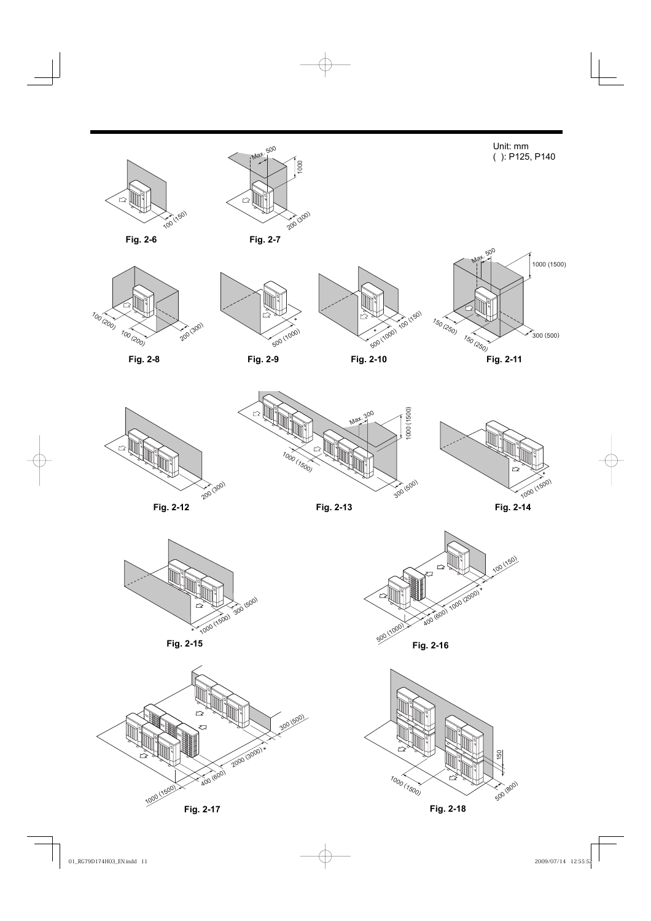Unit: mm
( ): P125, P140

Fig. 2-6

Fig. 2-7

Fig. 2-8

Fig. 2-9

Fig. 2-10

Fig. 2-11

Fig. 2-12

Fig. 2-13

Fig. 2-14

Fig. 2-15

Fig. 2-16

Fig. 2-17

Fig. 2-18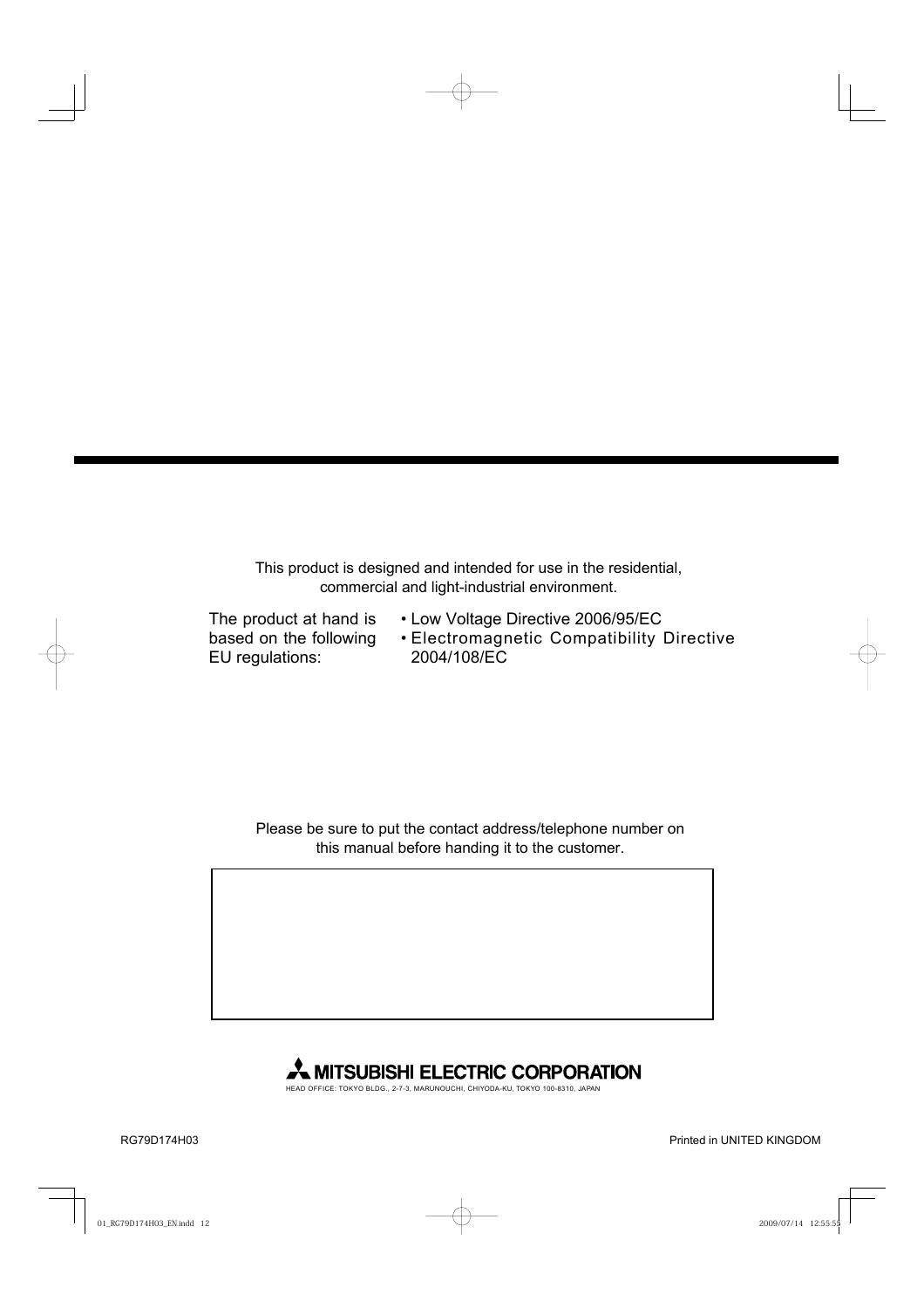This product is designed and intended for use in the residential, commercial and light-industrial environment.

The product at hand is based on the following EU regulations:

- Low Voltage Directive 2006/95/EC
- Electromagnetic Compatibility Directive 2004/108/EC

Please be sure to put the contact address/telephone number on this manual before handing it to the customer.

| |
|---|
| |

**MITSUBISHI ELECTRIC CORPORATION**

HEAD OFFICE: TOKYO BLDG., 2-7-3, MARUNOUCHI, CHIYODA-KU, TOKYO 100-8310, JAPAN

RG79D174H03

Printed in UNITED KINGDOM